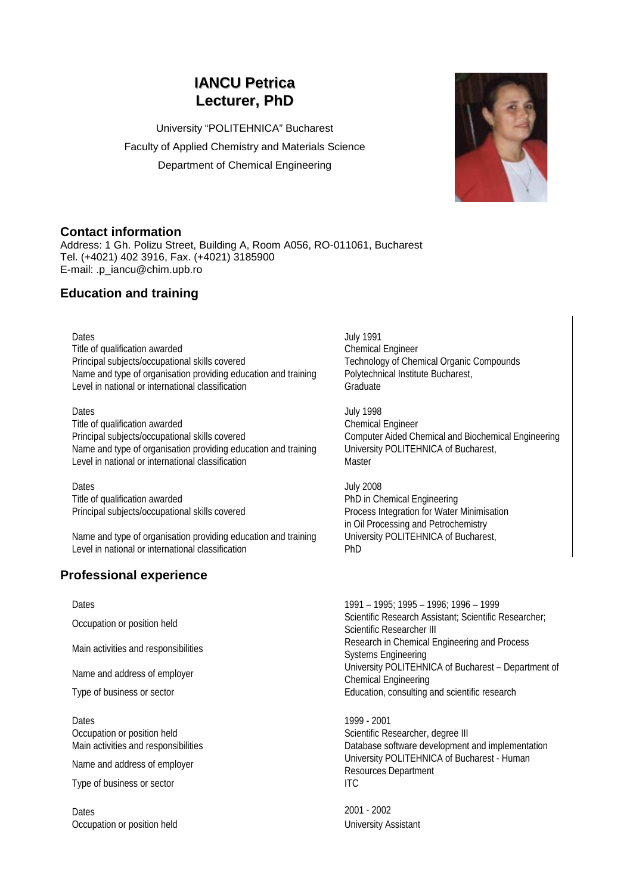# IANCU Petrica
# Lecturer, PhD

University "POLITEHNICA" Bucharest
Faculty of Applied Chemistry and Materials Science
Department of Chemical Engineering

## Contact information

Address: 1 Gh. Polizu Street, Building A, Room A056, RO-011061, Bucharest
Tel. (+4021) 402 3916, Fax. (+4021) 3185900
E-mail: .p_iancu@chim.upb.ro

## Education and training

| | |
|---|---|
| Dates | July 1991 |
| Title of qualification awarded | Chemical Engineer |
| Principal subjects/occupational skills covered | Technology of Chemical Organic Compounds |
| Name and type of organisation providing education and training | Polytechnical Institute Bucharest, |
| Level in national or international classification | Graduate |

| | |
|---|---|
| Dates | July 1998 |
| Title of qualification awarded | Chemical Engineer |
| Principal subjects/occupational skills covered | Computer Aided Chemical and Biochemical Engineering |
| Name and type of organisation providing education and training | University POLITEHNICA of Bucharest, |
| Level in national or international classification | Master |

| | |
|---|---|
| Dates | July 2008 |
| Title of qualification awarded | PhD in Chemical Engineering |
| Principal subjects/occupational skills covered | Process Integration for Water Minimisation in Oil Processing and Petrochemistry |
| Name and type of organisation providing education and training | University POLITEHNICA of Bucharest, |
| Level in national or international classification | PhD |

## Professional experience

| | |
|---|---|
| Dates | 1991 – 1995; 1995 – 1996; 1996 – 1999 |
| Occupation or position held | Scientific Research Assistant; Scientific Researcher; Scientific Researcher III |
| Main activities and responsibilities | Research in Chemical Engineering and Process Systems Engineering |
| Name and address of employer | University POLITEHNICA of Bucharest – Department of Chemical Engineering |
| Type of business or sector | Education, consulting and scientific research |

| | |
|---|---|
| Dates | 1999 - 2001 |
| Occupation or position held | Scientific Researcher, degree III |
| Main activities and responsibilities | Database software development and implementation |
| Name and address of employer | University POLITEHNICA of Bucharest - Human Resources Department |
| Type of business or sector | ITC |

| | |
|---|---|
| Dates | 2001 - 2002 |
| Occupation or position held | University Assistant |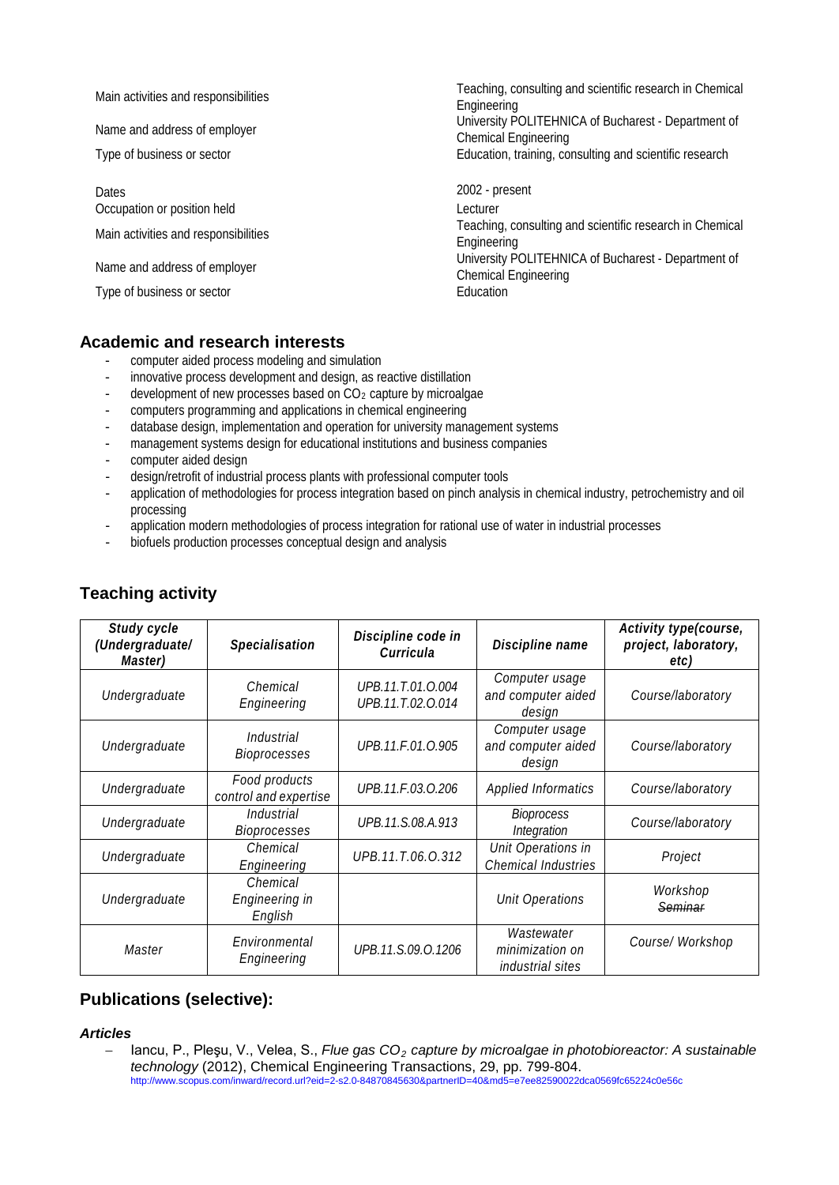| | |
|---|---|
| Main activities and responsibilities | Teaching, consulting and scientific research in Chemical Engineering |
| Name and address of employer | University POLITEHNICA of Bucharest - Department of Chemical Engineering |
| Type of business or sector | Education, training, consulting and scientific research |
| | |
| Dates | 2002 - present |
| Occupation or position held | Lecturer |
| Main activities and responsibilities | Teaching, consulting and scientific research in Chemical Engineering |
| Name and address of employer | University POLITEHNICA of Bucharest - Department of Chemical Engineering |
| Type of business or sector | Education |

## Academic and research interests

- computer aided process modeling and simulation
- innovative process development and design, as reactive distillation
- development of new processes based on $CO_2$ capture by microalgae
- computers programming and applications in chemical engineering
- database design, implementation and operation for university management systems
- management systems design for educational institutions and business companies
- computer aided design
- design/retrofit of industrial process plants with professional computer tools
- application of methodologies for process integration based on pinch analysis in chemical industry, petrochemistry and oil processing
- application modern methodologies of process integration for rational use of water in industrial processes
- biofuels production processes conceptual design and analysis

## Teaching activity

| *Study cycle (Undergraduate/ Master)* | *Specialisation* | *Discipline code in Curricula* | *Discipline name* | *Activity type(course, project, laboratory, etc)* |
|---|---|---|---|---|
| *Undergraduate* | *Chemical Engineering* | *UPB.11.T.01.O.004 UPB.11.T.02.O.014* | *Computer usage and computer aided design* | *Course/laboratory* |
| *Undergraduate* | *Industrial Bioprocesses* | *UPB.11.F.01.O.905* | *Computer usage and computer aided design* | *Course/laboratory* |
| *Undergraduate* | *Food products control and expertise* | *UPB.11.F.03.O.206* | *Applied Informatics* | *Course/laboratory* |
| *Undergraduate* | *Industrial Bioprocesses* | *UPB.11.S.08.A.913* | *Bioprocess Integration* | *Course/laboratory* |
| *Undergraduate* | *Chemical Engineering* | *UPB.11.T.06.O.312* | *Unit Operations in Chemical Industries* | *Project* |
| *Undergraduate* | *Chemical Engineering in English* | | *Unit Operations* | *Workshop ~~Seminar~~* |
| *Master* | *Environmental Engineering* | *UPB.11.S.09.O.1206* | *Wastewater minimization on industrial sites* | *Course/ Workshop* |

## Publications (selective):

### *Articles*

- Iancu, P., Pleşu, V., Velea, S., *Flue gas $CO_2$ capture by microalgae in photobioreactor: A sustainable technology* (2012), Chemical Engineering Transactions, 29, pp. 799-804.
  http://www.scopus.com/inward/record.url?eid=2-s2.0-84870845630&partnerID=40&md5=e7ee82590022dca0569fc65224c0e56c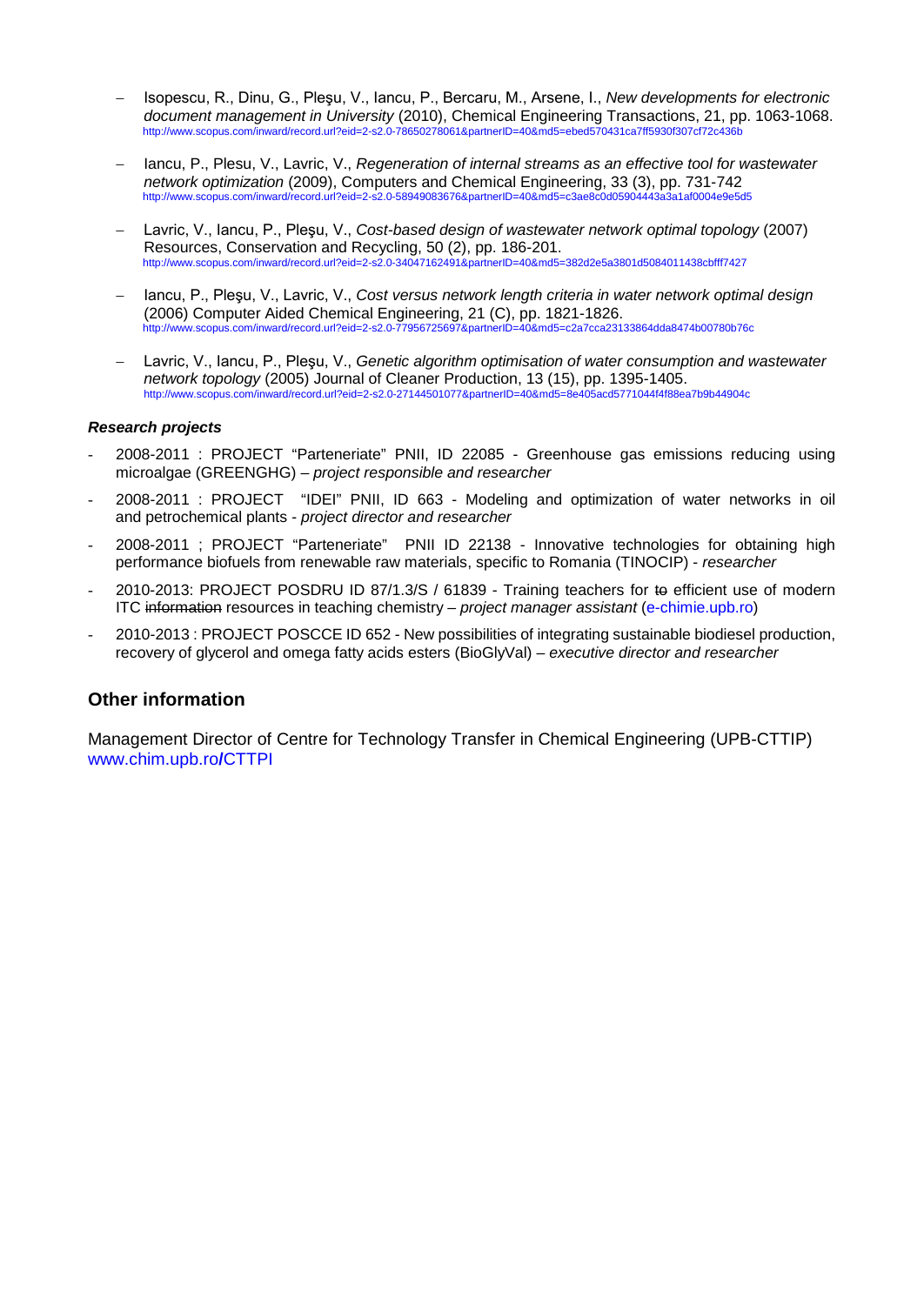- Isopescu, R., Dinu, G., Pleşu, V., Iancu, P., Bercaru, M., Arsene, I., *New developments for electronic document management in University* (2010), Chemical Engineering Transactions, 21, pp. 1063-1068. http://www.scopus.com/inward/record.url?eid=2-s2.0-78650278061&partnerID=40&md5=ebed570431ca7ff5930f307cf72c436b

- Iancu, P., Plesu, V., Lavric, V., *Regeneration of internal streams as an effective tool for wastewater network optimization* (2009), Computers and Chemical Engineering, 33 (3), pp. 731-742 http://www.scopus.com/inward/record.url?eid=2-s2.0-58949083676&partnerID=40&md5=c3ae8c0d05904443a3a1af0004e9e5d5

- Lavric, V., Iancu, P., Pleşu, V., *Cost-based design of wastewater network optimal topology* (2007) Resources, Conservation and Recycling, 50 (2), pp. 186-201. http://www.scopus.com/inward/record.url?eid=2-s2.0-34047162491&partnerID=40&md5=382d2e5a3801d5084011438cbfff7427

- Iancu, P., Pleşu, V., Lavric, V., *Cost versus network length criteria in water network optimal design* (2006) Computer Aided Chemical Engineering, 21 (C), pp. 1821-1826. http://www.scopus.com/inward/record.url?eid=2-s2.0-77956725697&partnerID=40&md5=c2a7cca23133864dda8474b00780b76c

- Lavric, V., Iancu, P., Pleşu, V., *Genetic algorithm optimisation of water consumption and wastewater network topology* (2005) Journal of Cleaner Production, 13 (15), pp. 1395-1405. http://www.scopus.com/inward/record.url?eid=2-s2.0-27144501077&partnerID=40&md5=8e405acd5771044f4f88ea7b9b44904c

***Research projects***

- 2008-2011 : PROJECT "Parteneriate" PNII, ID 22085 - Greenhouse gas emissions reducing using microalgae (GREENGHG) – *project responsible and researcher*
- 2008-2011 : PROJECT "IDEI" PNII, ID 663 - Modeling and optimization of water networks in oil and petrochemical plants - *project director and researcher*
- 2008-2011 ; PROJECT "Parteneriate" PNII ID 22138 - Innovative technologies for obtaining high performance biofuels from renewable raw materials, specific to Romania (TINOCIP) - *researcher*
- 2010-2013: PROJECT POSDRU ID 87/1.3/S / 61839 - Training teachers for ~~to~~ efficient use of modern ITC ~~information~~ resources in teaching chemistry – *project manager assistant* (e-chimie.upb.ro)
- 2010-2013 : PROJECT POSCCE ID 652 - New possibilities of integrating sustainable biodiesel production, recovery of glycerol and omega fatty acids esters (BioGlyVal) – *executive director and researcher*

## Other information

Management Director of Centre for Technology Transfer in Chemical Engineering (UPB-CTTIP) www.chim.upb.ro/CTTPI